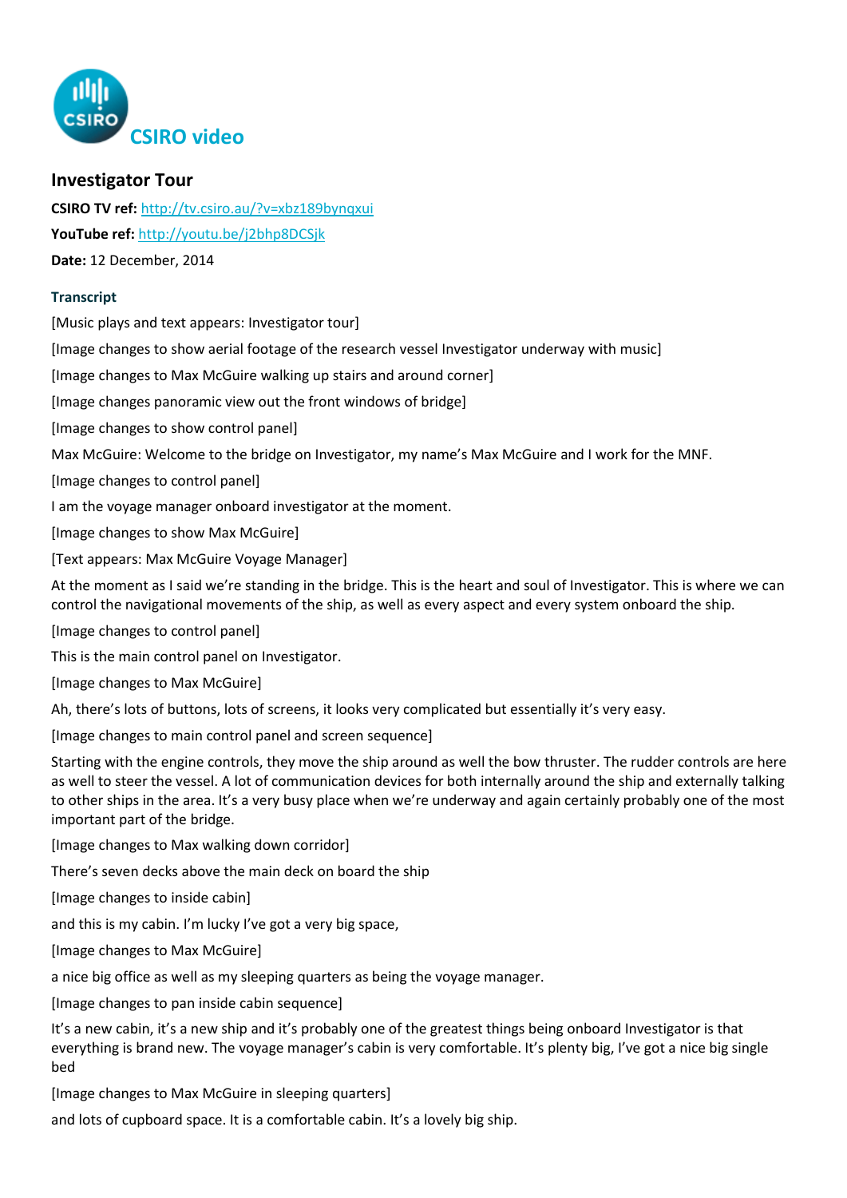# CSIRO video

## Investigator Tour

**CSIRO TV ref:** http://tv.csiro.au/?v=xbz189byngxui

**YouTube ref:** http://youtu.be/j2bhp8DCSjk

**Date:** 12 December, 2014

### Transcript

[Music plays and text appears: Investigator tour]

[Image changes to show aerial footage of the research vessel Investigator underway with music]

[Image changes to Max McGuire walking up stairs and around corner]

[Image changes panoramic view out the front windows of bridge]

[Image changes to show control panel]

Max McGuire: Welcome to the bridge on Investigator, my name's Max McGuire and I work for the MNF.

[Image changes to control panel]

I am the voyage manager onboard investigator at the moment.

[Image changes to show Max McGuire]

[Text appears: Max McGuire Voyage Manager]

At the moment as I said we're standing in the bridge. This is the heart and soul of Investigator. This is where we can control the navigational movements of the ship, as well as every aspect and every system onboard the ship.

[Image changes to control panel]

This is the main control panel on Investigator.

[Image changes to Max McGuire]

Ah, there's lots of buttons, lots of screens, it looks very complicated but essentially it's very easy.

[Image changes to main control panel and screen sequence]

Starting with the engine controls, they move the ship around as well the bow thruster. The rudder controls are here as well to steer the vessel. A lot of communication devices for both internally around the ship and externally talking to other ships in the area. It's a very busy place when we're underway and again certainly probably one of the most important part of the bridge.

[Image changes to Max walking down corridor]

There's seven decks above the main deck on board the ship

[Image changes to inside cabin]

and this is my cabin. I'm lucky I've got a very big space,

[Image changes to Max McGuire]

a nice big office as well as my sleeping quarters as being the voyage manager.

[Image changes to pan inside cabin sequence]

It's a new cabin, it's a new ship and it's probably one of the greatest things being onboard Investigator is that everything is brand new. The voyage manager's cabin is very comfortable. It's plenty big, I've got a nice big single bed

[Image changes to Max McGuire in sleeping quarters]

and lots of cupboard space. It is a comfortable cabin. It's a lovely big ship.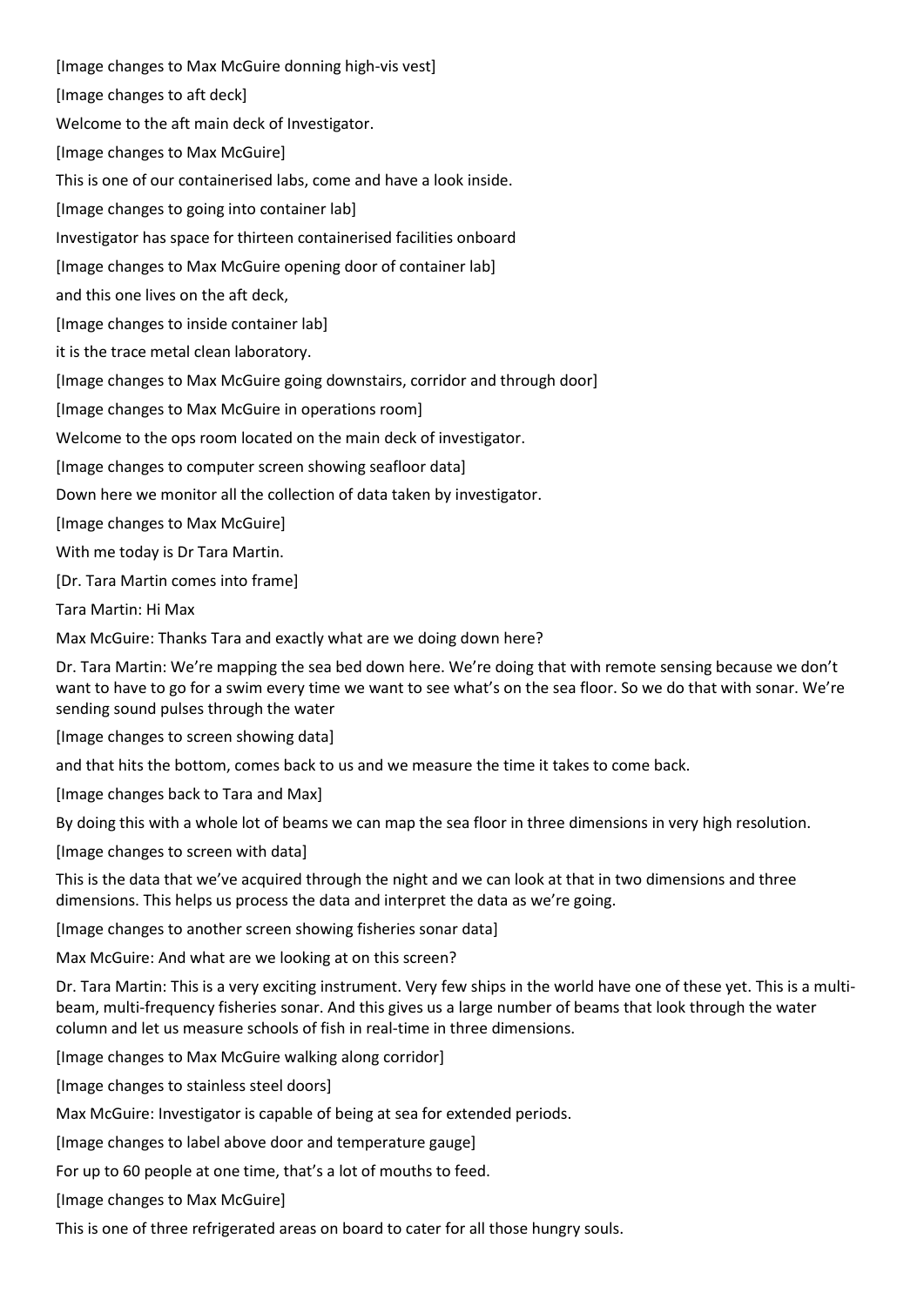[Image changes to Max McGuire donning high-vis vest]

[Image changes to aft deck]

Welcome to the aft main deck of Investigator.

[Image changes to Max McGuire]

This is one of our containerised labs, come and have a look inside.

[Image changes to going into container lab]

Investigator has space for thirteen containerised facilities onboard

[Image changes to Max McGuire opening door of container lab]

and this one lives on the aft deck,

[Image changes to inside container lab]

it is the trace metal clean laboratory.

[Image changes to Max McGuire going downstairs, corridor and through door]

[Image changes to Max McGuire in operations room]

Welcome to the ops room located on the main deck of investigator.

[Image changes to computer screen showing seafloor data]

Down here we monitor all the collection of data taken by investigator.

[Image changes to Max McGuire]

With me today is Dr Tara Martin.

[Dr. Tara Martin comes into frame]

Tara Martin: Hi Max

Max McGuire: Thanks Tara and exactly what are we doing down here?

Dr. Tara Martin: We're mapping the sea bed down here. We're doing that with remote sensing because we don't want to have to go for a swim every time we want to see what's on the sea floor. So we do that with sonar. We're sending sound pulses through the water

[Image changes to screen showing data]

and that hits the bottom, comes back to us and we measure the time it takes to come back.

[Image changes back to Tara and Max]

By doing this with a whole lot of beams we can map the sea floor in three dimensions in very high resolution.

[Image changes to screen with data]

This is the data that we've acquired through the night and we can look at that in two dimensions and three dimensions. This helps us process the data and interpret the data as we're going.

[Image changes to another screen showing fisheries sonar data]

Max McGuire: And what are we looking at on this screen?

Dr. Tara Martin: This is a very exciting instrument. Very few ships in the world have one of these yet. This is a multi-beam, multi-frequency fisheries sonar. And this gives us a large number of beams that look through the water column and let us measure schools of fish in real-time in three dimensions.

[Image changes to Max McGuire walking along corridor]

[Image changes to stainless steel doors]

Max McGuire: Investigator is capable of being at sea for extended periods.

[Image changes to label above door and temperature gauge]

For up to 60 people at one time, that's a lot of mouths to feed.

[Image changes to Max McGuire]

This is one of three refrigerated areas on board to cater for all those hungry souls.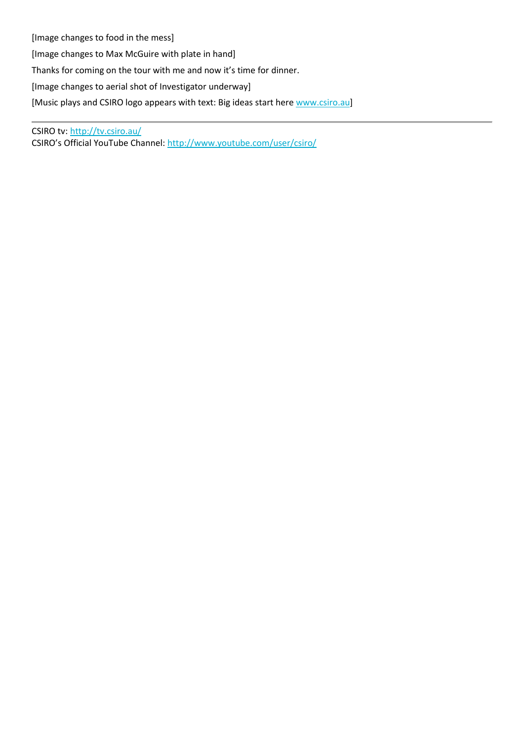[Image changes to food in the mess]

[Image changes to Max McGuire with plate in hand]

Thanks for coming on the tour with me and now it's time for dinner.

[Image changes to aerial shot of Investigator underway]

[Music plays and CSIRO logo appears with text: Big ideas start here www.csiro.au]

---

CSIRO tv: http://tv.csiro.au/
CSIRO's Official YouTube Channel: http://www.youtube.com/user/csiro/